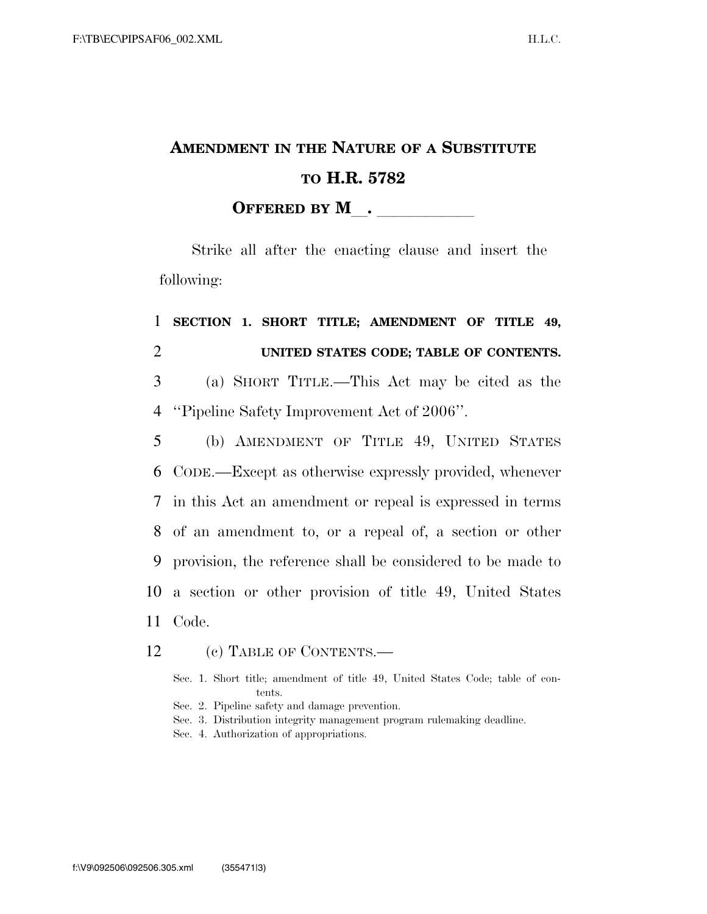# AMENDMENT IN THE NATURE OF A SUBSTITUTE TO H.R. 5782

**OFFERED BY M\_\_. \_\_\_\_\_\_\_\_\_\_\_**

Strike all after the enacting clause and insert the following:

**SECTION 1. SHORT TITLE; AMENDMENT OF TITLE 49, UNITED STATES CODE; TABLE OF CONTENTS.**

(a) SHORT TITLE.—This Act may be cited as the ''Pipeline Safety Improvement Act of 2006''.

(b) AMENDMENT OF TITLE 49, UNITED STATES CODE.—Except as otherwise expressly provided, whenever in this Act an amendment or repeal is expressed in terms of an amendment to, or a repeal of, a section or other provision, the reference shall be considered to be made to a section or other provision of title 49, United States Code.

(c) TABLE OF CONTENTS.—

Sec. 1. Short title; amendment of title 49, United States Code; table of contents.
Sec. 2. Pipeline safety and damage prevention.
Sec. 3. Distribution integrity management program rulemaking deadline.
Sec. 4. Authorization of appropriations.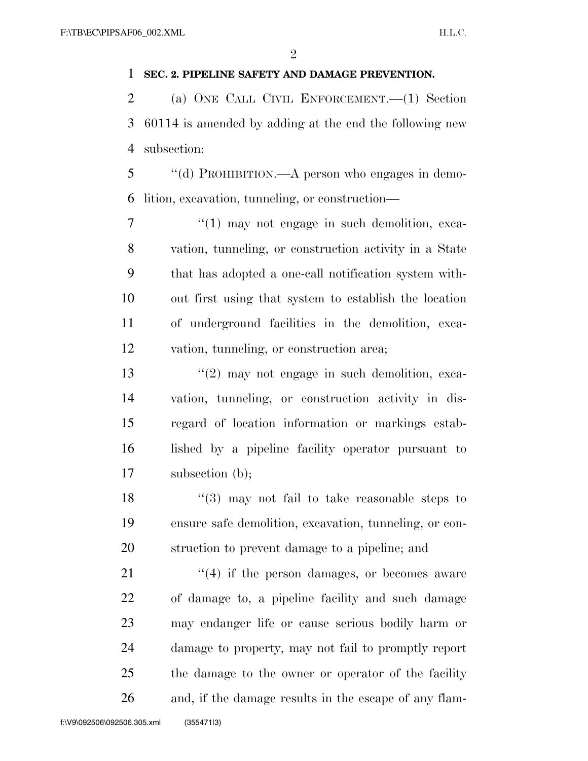**SEC. 2. PIPELINE SAFETY AND DAMAGE PREVENTION.**

(a) ONE CALL CIVIL ENFORCEMENT.—(1) Section 60114 is amended by adding at the end the following new subsection:

"(d) PROHIBITION.—A person who engages in demolition, excavation, tunneling, or construction—

"(1) may not engage in such demolition, excavation, tunneling, or construction activity in a State that has adopted a one-call notification system without first using that system to establish the location of underground facilities in the demolition, excavation, tunneling, or construction area;

"(2) may not engage in such demolition, excavation, tunneling, or construction activity in disregard of location information or markings established by a pipeline facility operator pursuant to subsection (b);

"(3) may not fail to take reasonable steps to ensure safe demolition, excavation, tunneling, or construction to prevent damage to a pipeline; and

"(4) if the person damages, or becomes aware of damage to, a pipeline facility and such damage may endanger life or cause serious bodily harm or damage to property, may not fail to promptly report the damage to the owner or operator of the facility and, if the damage results in the escape of any flam-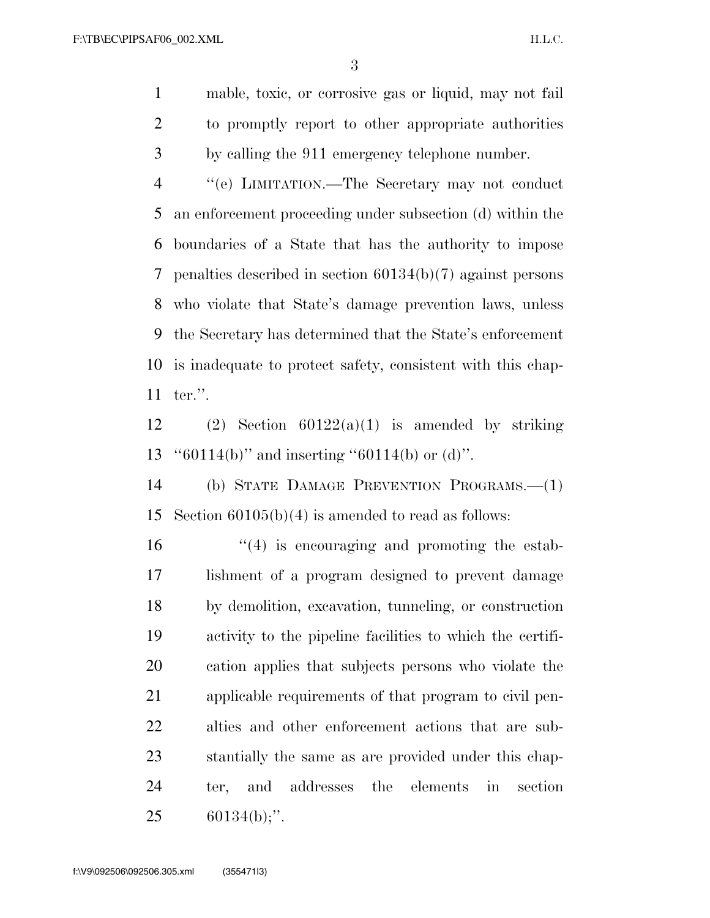mable, toxic, or corrosive gas or liquid, may not fail to promptly report to other appropriate authorities by calling the 911 emergency telephone number.

"(e) LIMITATION.—The Secretary may not conduct an enforcement proceeding under subsection (d) within the boundaries of a State that has the authority to impose penalties described in section 60134(b)(7) against persons who violate that State's damage prevention laws, unless the Secretary has determined that the State's enforcement is inadequate to protect safety, consistent with this chapter.".

(2) Section 60122(a)(1) is amended by striking "60114(b)" and inserting "60114(b) or (d)".

(b) STATE DAMAGE PREVENTION PROGRAMS.—(1) Section 60105(b)(4) is amended to read as follows:

"(4) is encouraging and promoting the establishment of a program designed to prevent damage by demolition, excavation, tunneling, or construction activity to the pipeline facilities to which the certification applies that subjects persons who violate the applicable requirements of that program to civil penalties and other enforcement actions that are substantially the same as are provided under this chapter, and addresses the elements in section 60134(b);".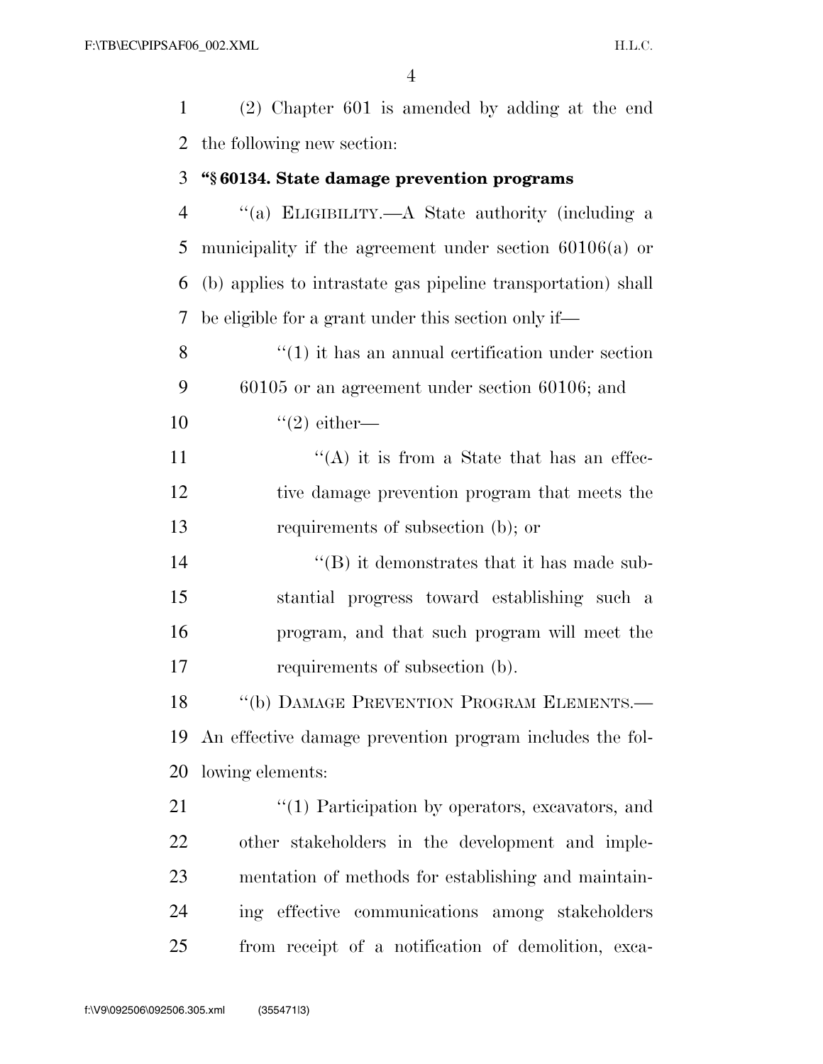(2) Chapter 601 is amended by adding at the end the following new section:

**"§ 60134. State damage prevention programs**

"(a) ELIGIBILITY.—A State authority (including a municipality if the agreement under section 60106(a) or (b) applies to intrastate gas pipeline transportation) shall be eligible for a grant under this section only if—

"(1) it has an annual certification under section 60105 or an agreement under section 60106; and

"(2) either—

"(A) it is from a State that has an effective damage prevention program that meets the requirements of subsection (b); or

"(B) it demonstrates that it has made substantial progress toward establishing such a program, and that such program will meet the requirements of subsection (b).

"(b) DAMAGE PREVENTION PROGRAM ELEMENTS.—An effective damage prevention program includes the following elements:

"(1) Participation by operators, excavators, and other stakeholders in the development and implementation of methods for establishing and maintaining effective communications among stakeholders from receipt of a notification of demolition, exca-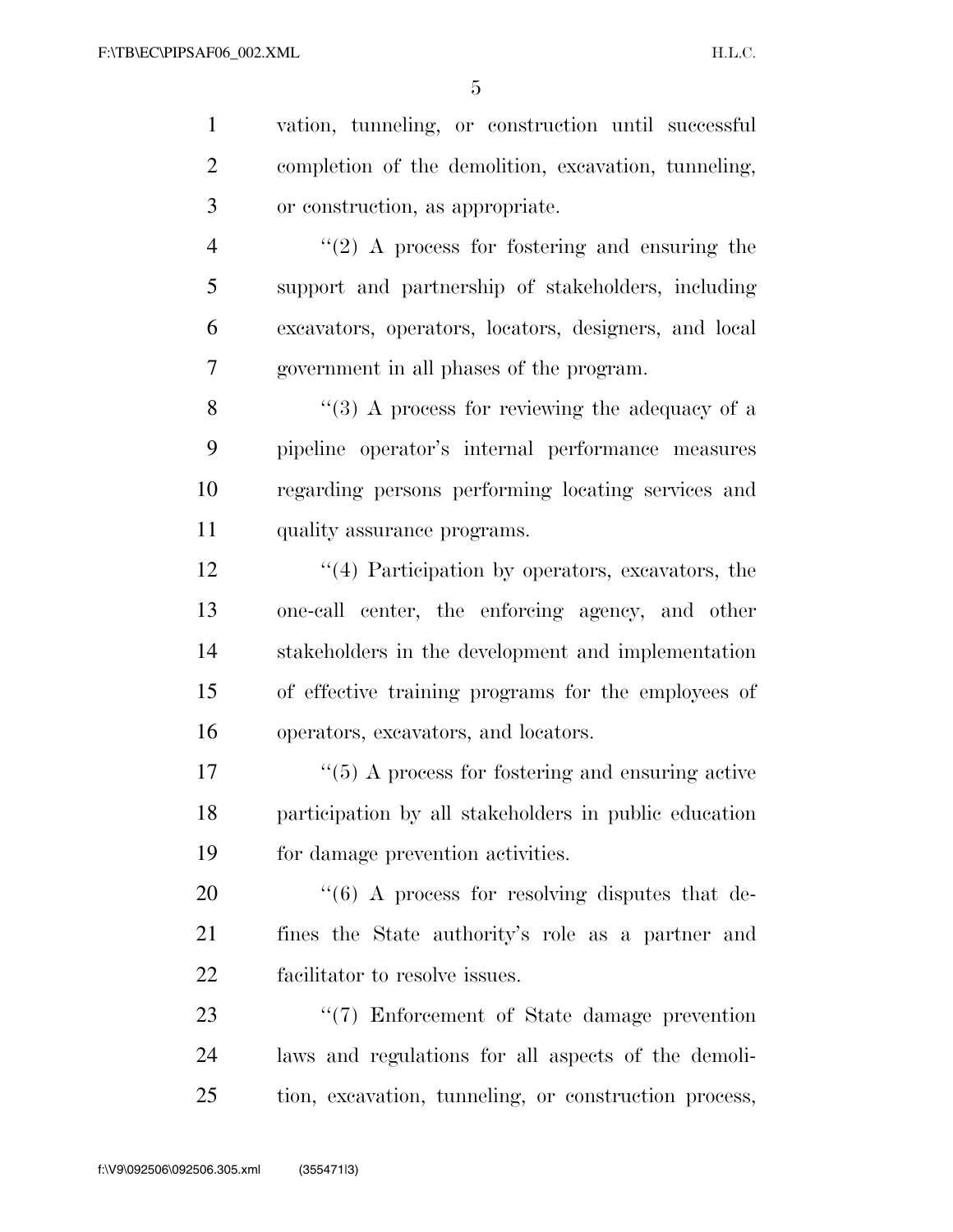vation, tunneling, or construction until successful completion of the demolition, excavation, tunneling, or construction, as appropriate.

"(2) A process for fostering and ensuring the support and partnership of stakeholders, including excavators, operators, locators, designers, and local government in all phases of the program.

"(3) A process for reviewing the adequacy of a pipeline operator's internal performance measures regarding persons performing locating services and quality assurance programs.

"(4) Participation by operators, excavators, the one-call center, the enforcing agency, and other stakeholders in the development and implementation of effective training programs for the employees of operators, excavators, and locators.

"(5) A process for fostering and ensuring active participation by all stakeholders in public education for damage prevention activities.

"(6) A process for resolving disputes that defines the State authority's role as a partner and facilitator to resolve issues.

"(7) Enforcement of State damage prevention laws and regulations for all aspects of the demolition, excavation, tunneling, or construction process,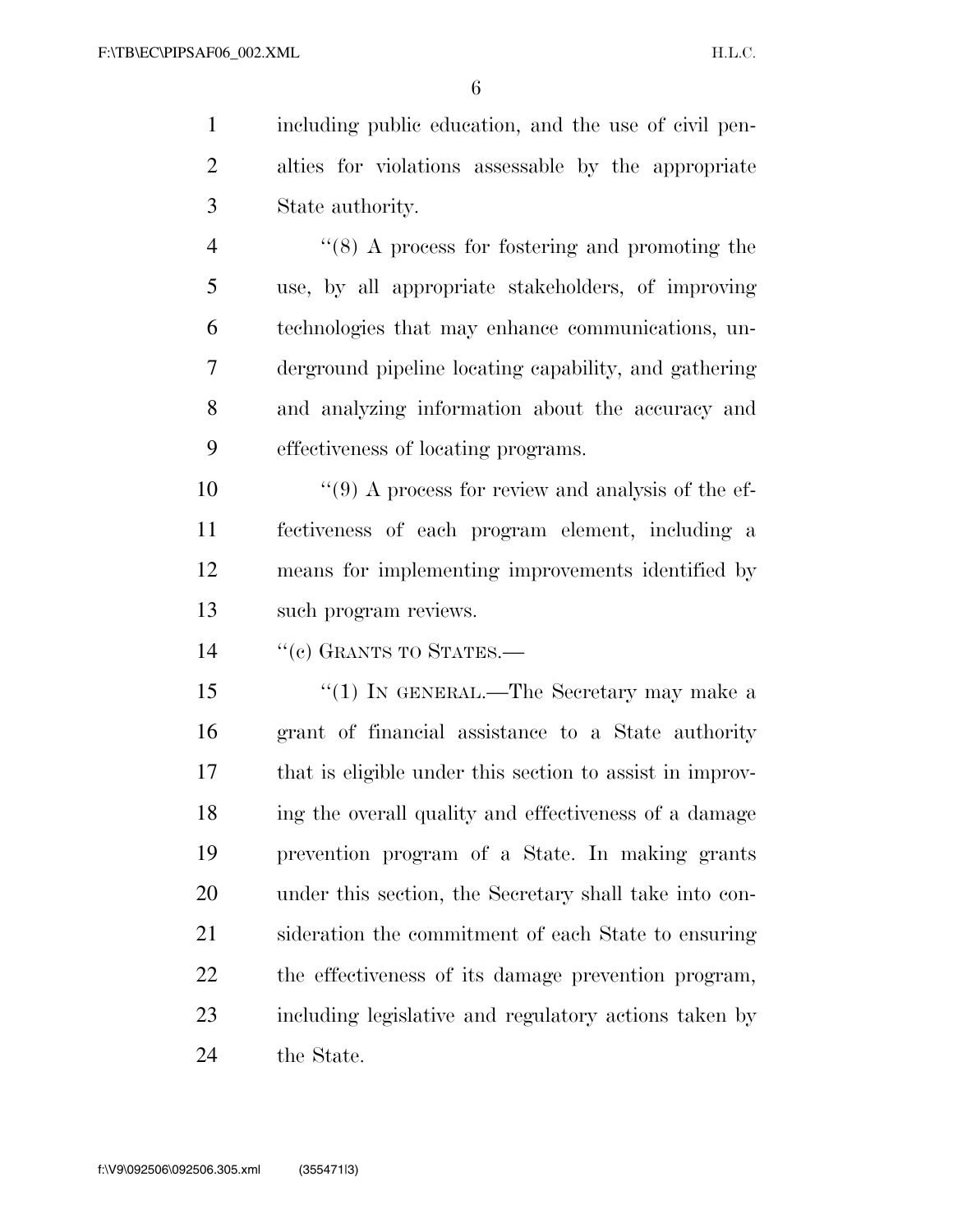including public education, and the use of civil penalties for violations assessable by the appropriate State authority.

"(8) A process for fostering and promoting the use, by all appropriate stakeholders, of improving technologies that may enhance communications, underground pipeline locating capability, and gathering and analyzing information about the accuracy and effectiveness of locating programs.

"(9) A process for review and analysis of the effectiveness of each program element, including a means for implementing improvements identified by such program reviews.

"(c) GRANTS TO STATES.—

"(1) IN GENERAL.—The Secretary may make a grant of financial assistance to a State authority that is eligible under this section to assist in improving the overall quality and effectiveness of a damage prevention program of a State. In making grants under this section, the Secretary shall take into consideration the commitment of each State to ensuring the effectiveness of its damage prevention program, including legislative and regulatory actions taken by the State.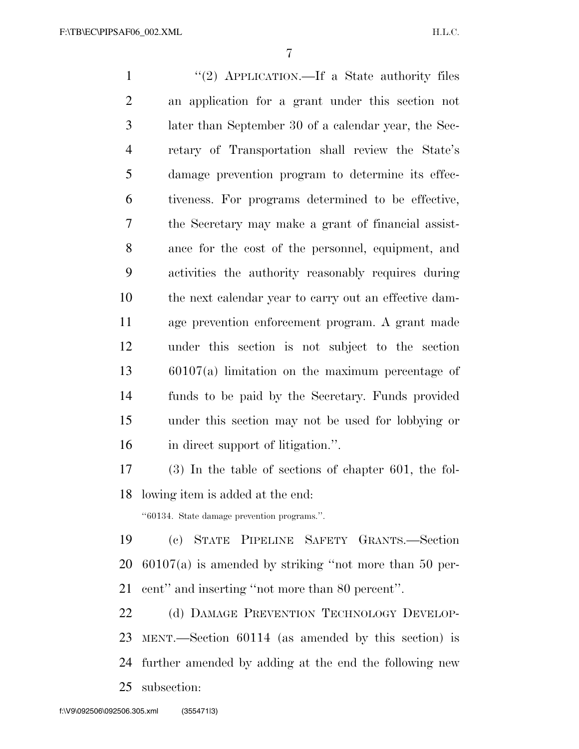"(2) APPLICATION.—If a State authority files an application for a grant under this section not later than September 30 of a calendar year, the Secretary of Transportation shall review the State's damage prevention program to determine its effectiveness. For programs determined to be effective, the Secretary may make a grant of financial assistance for the cost of the personnel, equipment, and activities the authority reasonably requires during the next calendar year to carry out an effective damage prevention enforcement program. A grant made under this section is not subject to the section 60107(a) limitation on the maximum percentage of funds to be paid by the Secretary. Funds provided under this section may not be used for lobbying or in direct support of litigation.".

(3) In the table of sections of chapter 601, the following item is added at the end:

"60134. State damage prevention programs.".

(c) STATE PIPELINE SAFETY GRANTS.—Section 60107(a) is amended by striking "not more than 50 percent" and inserting "not more than 80 percent".

(d) DAMAGE PREVENTION TECHNOLOGY DEVELOPMENT.—Section 60114 (as amended by this section) is further amended by adding at the end the following new subsection: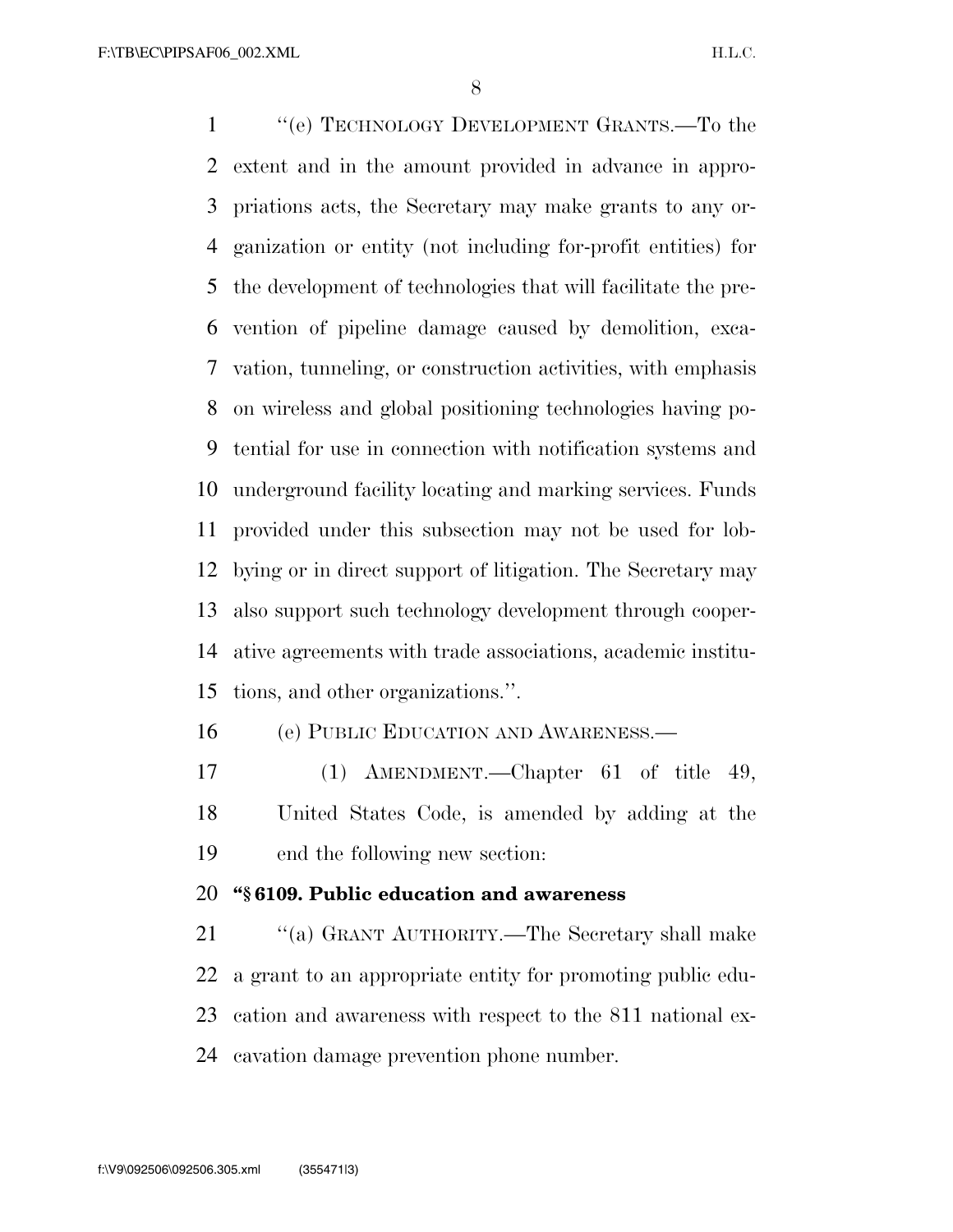''(e) TECHNOLOGY DEVELOPMENT GRANTS.—To the extent and in the amount provided in advance in appropriations acts, the Secretary may make grants to any organization or entity (not including for-profit entities) for the development of technologies that will facilitate the prevention of pipeline damage caused by demolition, excavation, tunneling, or construction activities, with emphasis on wireless and global positioning technologies having potential for use in connection with notification systems and underground facility locating and marking services. Funds provided under this subsection may not be used for lobbying or in direct support of litigation. The Secretary may also support such technology development through cooperative agreements with trade associations, academic institutions, and other organizations.''.

(e) PUBLIC EDUCATION AND AWARENESS.—

(1) AMENDMENT.—Chapter 61 of title 49, United States Code, is amended by adding at the end the following new section:

**''§ 6109. Public education and awareness**

''(a) GRANT AUTHORITY.—The Secretary shall make a grant to an appropriate entity for promoting public education and awareness with respect to the 811 national excavation damage prevention phone number.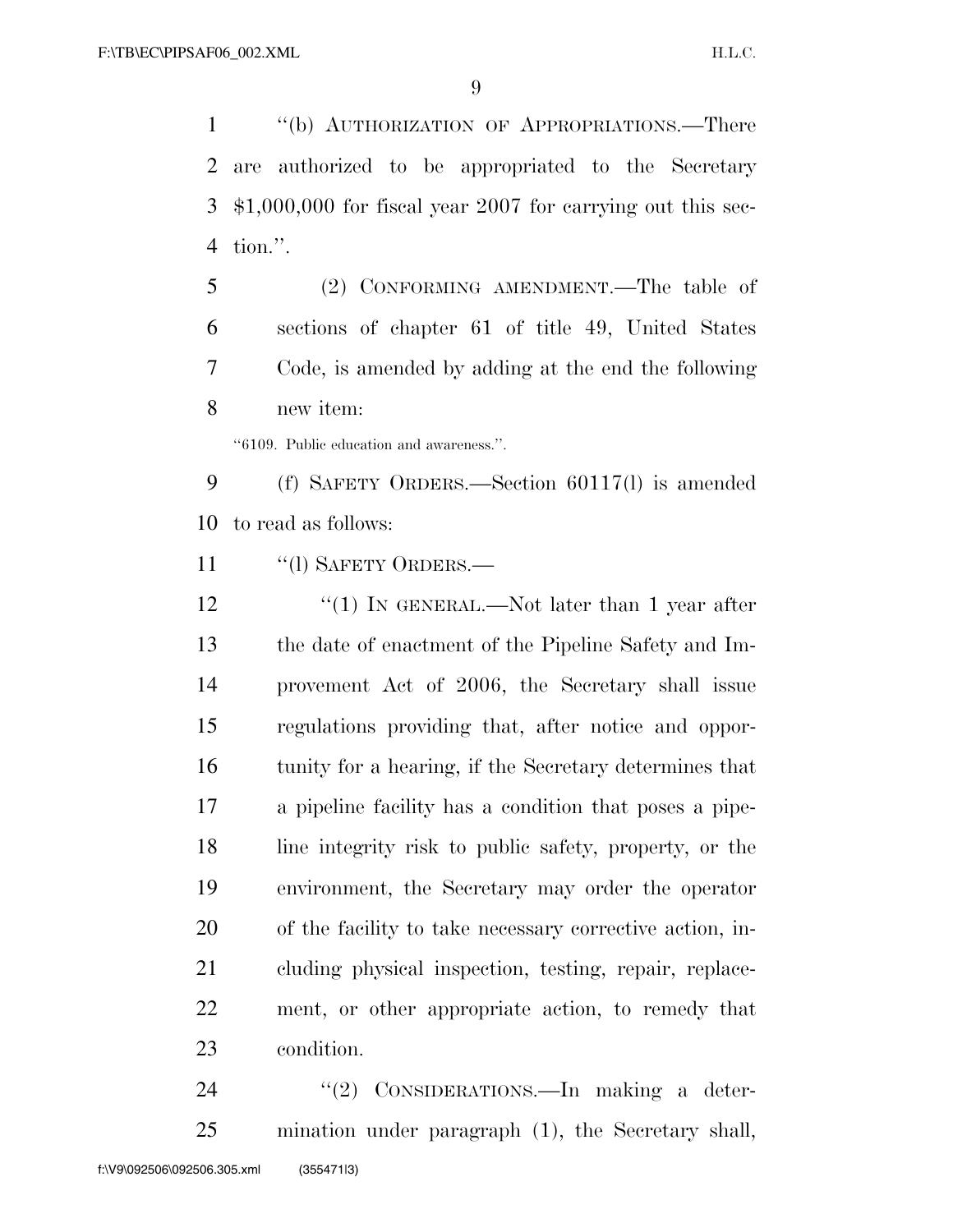"(b) AUTHORIZATION OF APPROPRIATIONS.—There are authorized to be appropriated to the Secretary $1,000,000 for fiscal year 2007 for carrying out this section.".

(2) CONFORMING AMENDMENT.—The table of sections of chapter 61 of title 49, United States Code, is amended by adding at the end the following new item:

"6109. Public education and awareness.".

(f) SAFETY ORDERS.—Section 60117(l) is amended to read as follows:

"(l) SAFETY ORDERS.—

"(1) IN GENERAL.—Not later than 1 year after the date of enactment of the Pipeline Safety and Improvement Act of 2006, the Secretary shall issue regulations providing that, after notice and opportunity for a hearing, if the Secretary determines that a pipeline facility has a condition that poses a pipeline integrity risk to public safety, property, or the environment, the Secretary may order the operator of the facility to take necessary corrective action, including physical inspection, testing, repair, replacement, or other appropriate action, to remedy that condition.

"(2) CONSIDERATIONS.—In making a determination under paragraph (1), the Secretary shall,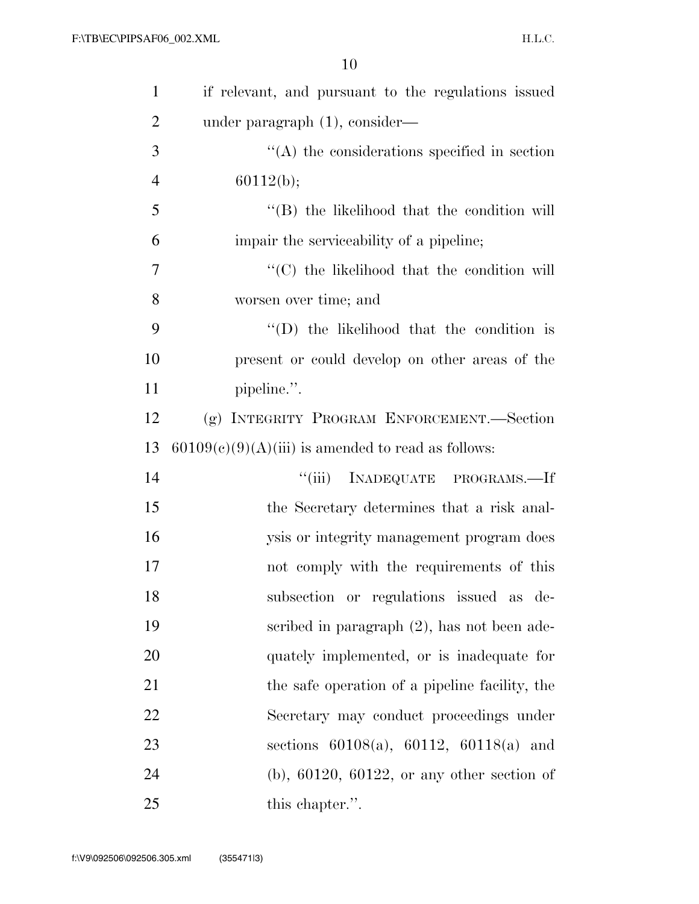if relevant, and pursuant to the regulations issued under paragraph (1), consider—

''(A) the considerations specified in section 60112(b);

''(B) the likelihood that the condition will impair the serviceability of a pipeline;

''(C) the likelihood that the condition will worsen over time; and

''(D) the likelihood that the condition is present or could develop on other areas of the pipeline.''.

(g) INTEGRITY PROGRAM ENFORCEMENT.—Section 60109(c)(9)(A)(iii) is amended to read as follows:

''(iii) INADEQUATE PROGRAMS.—If the Secretary determines that a risk analysis or integrity management program does not comply with the requirements of this subsection or regulations issued as described in paragraph (2), has not been adequately implemented, or is inadequate for the safe operation of a pipeline facility, the Secretary may conduct proceedings under sections 60108(a), 60112, 60118(a) and (b), 60120, 60122, or any other section of this chapter.''.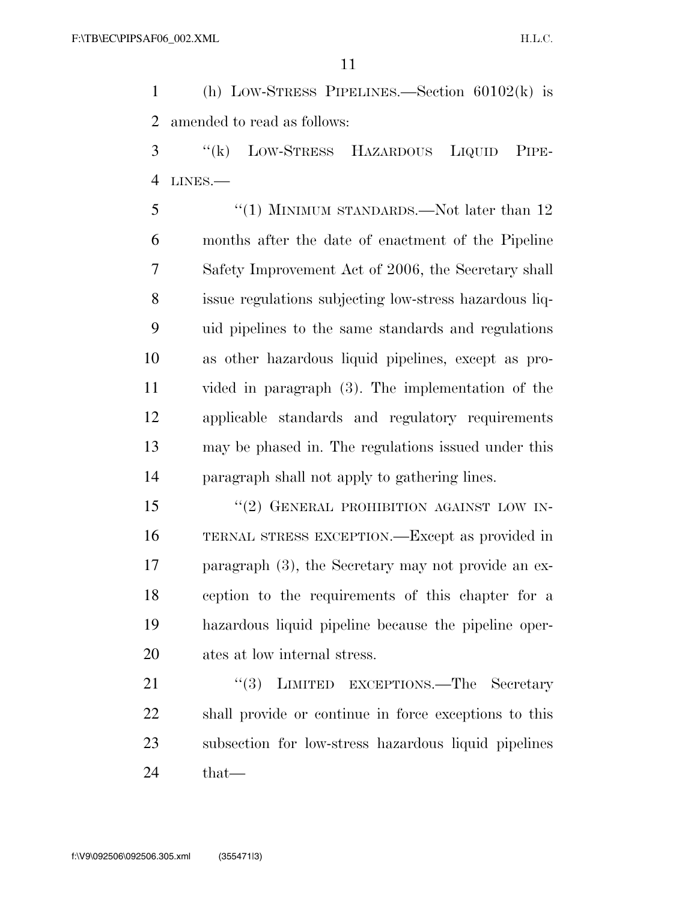(h) LOW-STRESS PIPELINES.—Section 60102(k) is amended to read as follows:

"(k) LOW-STRESS HAZARDOUS LIQUID PIPELINES.—

"(1) MINIMUM STANDARDS.—Not later than 12 months after the date of enactment of the Pipeline Safety Improvement Act of 2006, the Secretary shall issue regulations subjecting low-stress hazardous liquid pipelines to the same standards and regulations as other hazardous liquid pipelines, except as provided in paragraph (3). The implementation of the applicable standards and regulatory requirements may be phased in. The regulations issued under this paragraph shall not apply to gathering lines.

"(2) GENERAL PROHIBITION AGAINST LOW INTERNAL STRESS EXCEPTION.—Except as provided in paragraph (3), the Secretary may not provide an exception to the requirements of this chapter for a hazardous liquid pipeline because the pipeline operates at low internal stress.

"(3) LIMITED EXCEPTIONS.—The Secretary shall provide or continue in force exceptions to this subsection for low-stress hazardous liquid pipelines that—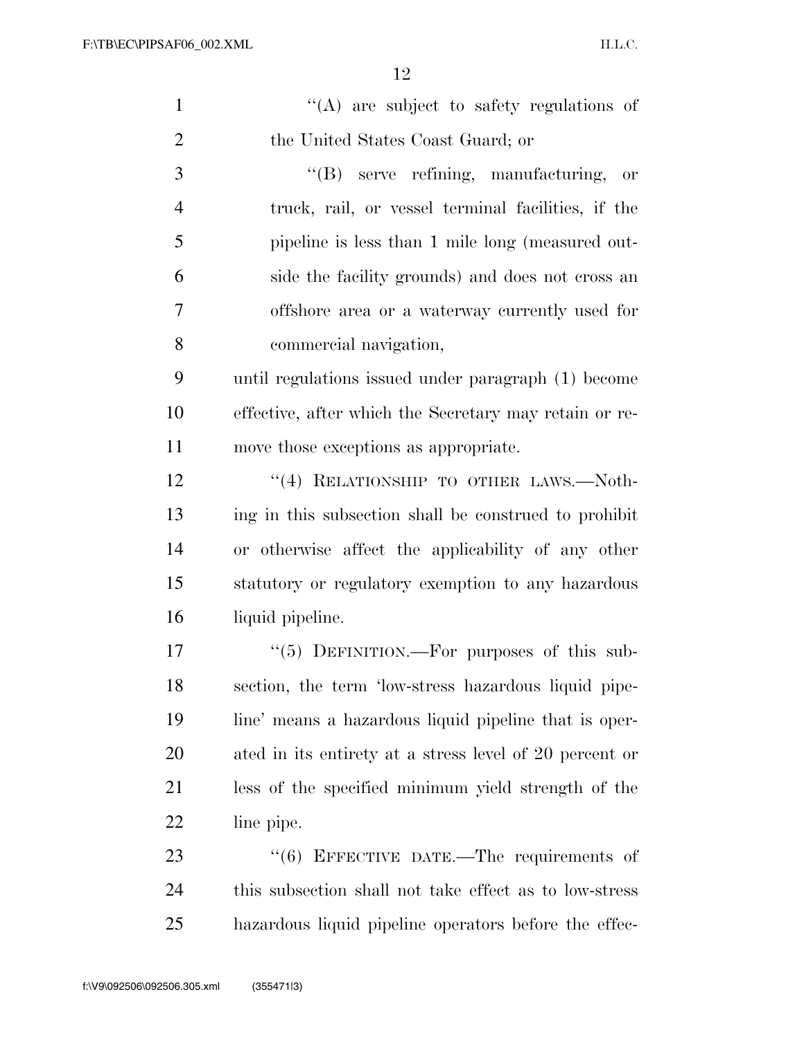"(A) are subject to safety regulations of the United States Coast Guard; or

"(B) serve refining, manufacturing, or truck, rail, or vessel terminal facilities, if the pipeline is less than 1 mile long (measured outside the facility grounds) and does not cross an offshore area or a waterway currently used for commercial navigation,

until regulations issued under paragraph (1) become effective, after which the Secretary may retain or remove those exceptions as appropriate.

"(4) RELATIONSHIP TO OTHER LAWS.—Nothing in this subsection shall be construed to prohibit or otherwise affect the applicability of any other statutory or regulatory exemption to any hazardous liquid pipeline.

"(5) DEFINITION.—For purposes of this subsection, the term 'low-stress hazardous liquid pipeline' means a hazardous liquid pipeline that is operated in its entirety at a stress level of 20 percent or less of the specified minimum yield strength of the line pipe.

"(6) EFFECTIVE DATE.—The requirements of this subsection shall not take effect as to low-stress hazardous liquid pipeline operators before the effec-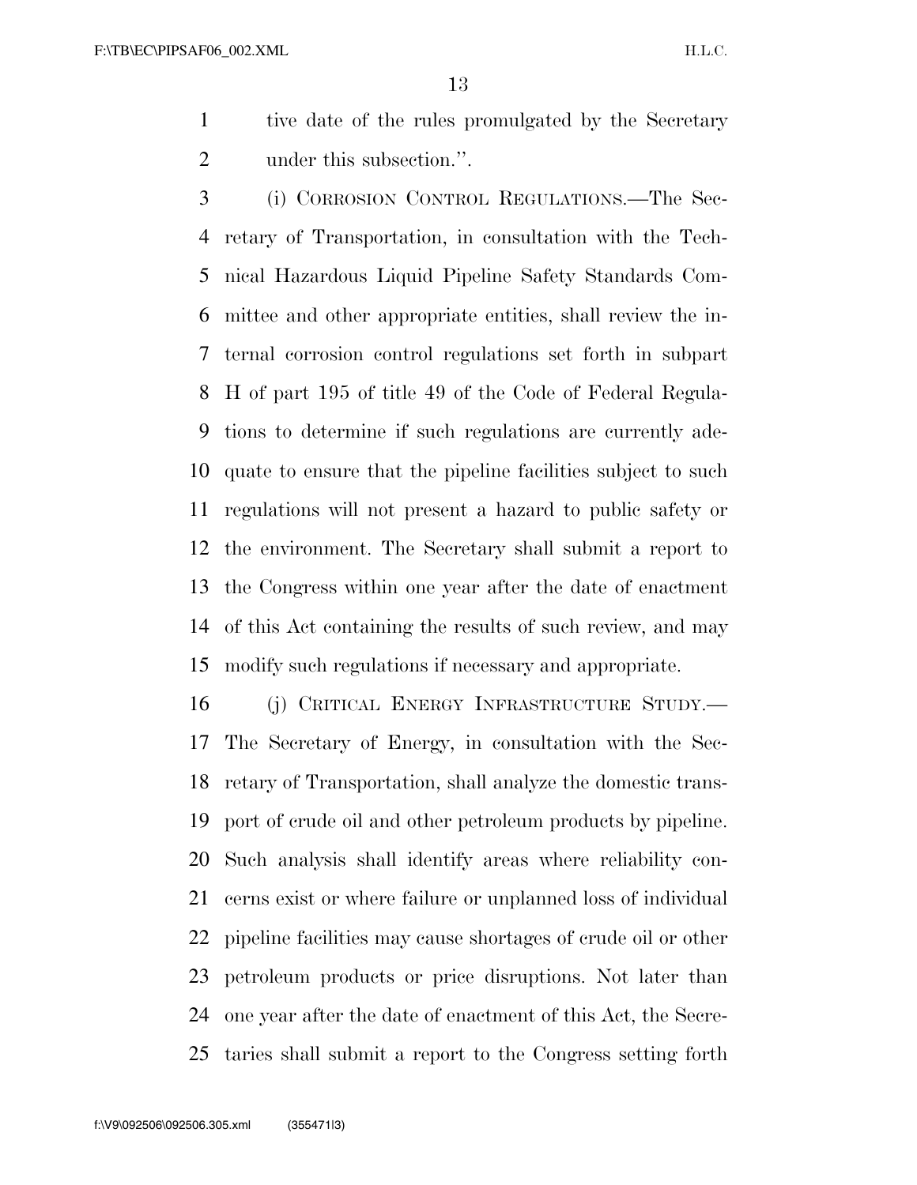tive date of the rules promulgated by the Secretary under this subsection.''.

(i) CORROSION CONTROL REGULATIONS.—The Secretary of Transportation, in consultation with the Technical Hazardous Liquid Pipeline Safety Standards Committee and other appropriate entities, shall review the internal corrosion control regulations set forth in subpart H of part 195 of title 49 of the Code of Federal Regulations to determine if such regulations are currently adequate to ensure that the pipeline facilities subject to such regulations will not present a hazard to public safety or the environment. The Secretary shall submit a report to the Congress within one year after the date of enactment of this Act containing the results of such review, and may modify such regulations if necessary and appropriate.

(j) CRITICAL ENERGY INFRASTRUCTURE STUDY.—The Secretary of Energy, in consultation with the Secretary of Transportation, shall analyze the domestic transport of crude oil and other petroleum products by pipeline. Such analysis shall identify areas where reliability concerns exist or where failure or unplanned loss of individual pipeline facilities may cause shortages of crude oil or other petroleum products or price disruptions. Not later than one year after the date of enactment of this Act, the Secretaries shall submit a report to the Congress setting forth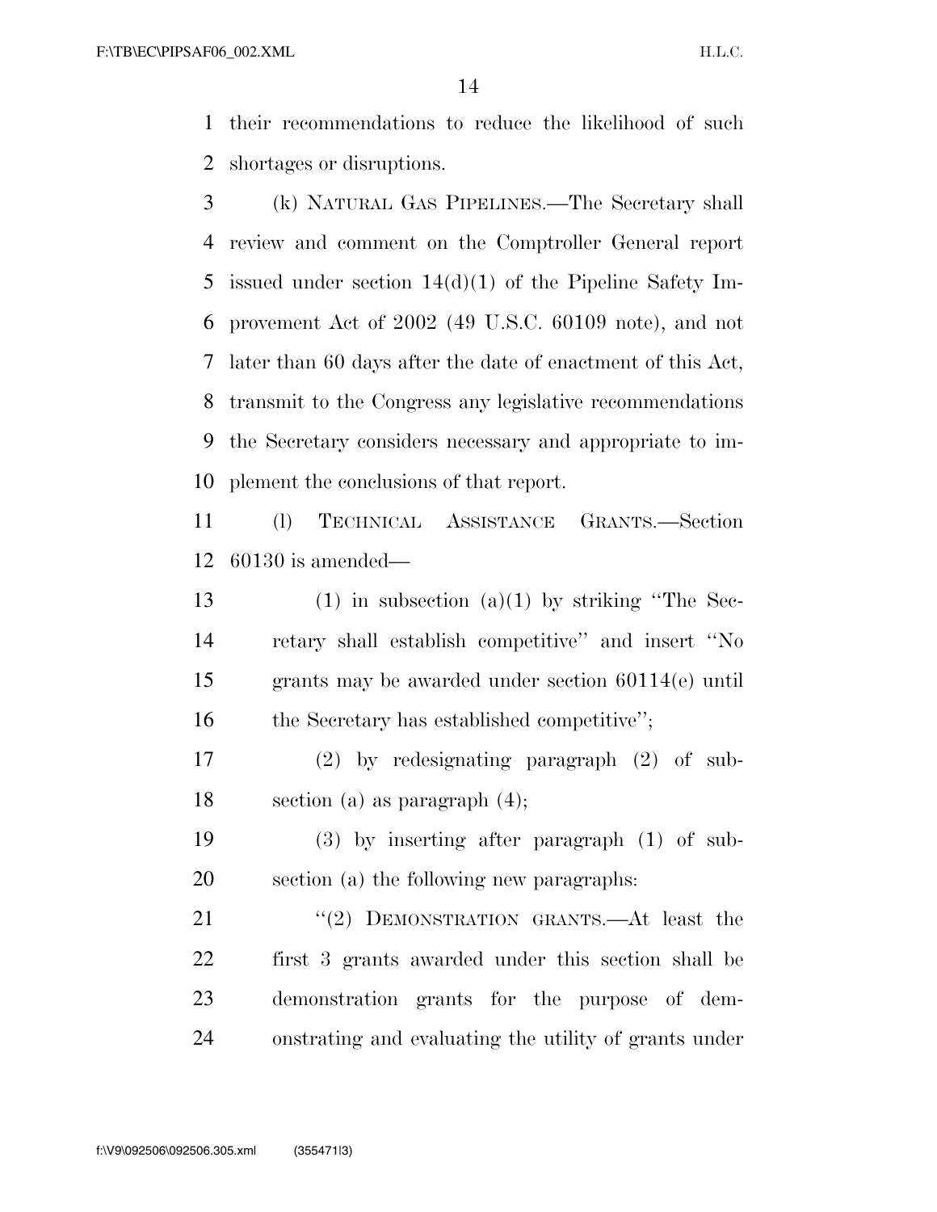their recommendations to reduce the likelihood of such shortages or disruptions.

(k) NATURAL GAS PIPELINES.—The Secretary shall review and comment on the Comptroller General report issued under section 14(d)(1) of the Pipeline Safety Improvement Act of 2002 (49 U.S.C. 60109 note), and not later than 60 days after the date of enactment of this Act, transmit to the Congress any legislative recommendations the Secretary considers necessary and appropriate to implement the conclusions of that report.

(l) TECHNICAL ASSISTANCE GRANTS.—Section 60130 is amended—

(1) in subsection (a)(1) by striking ''The Secretary shall establish competitive'' and insert ''No grants may be awarded under section 60114(e) until the Secretary has established competitive'';

(2) by redesignating paragraph (2) of subsection (a) as paragraph (4);

(3) by inserting after paragraph (1) of subsection (a) the following new paragraphs:

''(2) DEMONSTRATION GRANTS.—At least the first 3 grants awarded under this section shall be demonstration grants for the purpose of demonstrating and evaluating the utility of grants under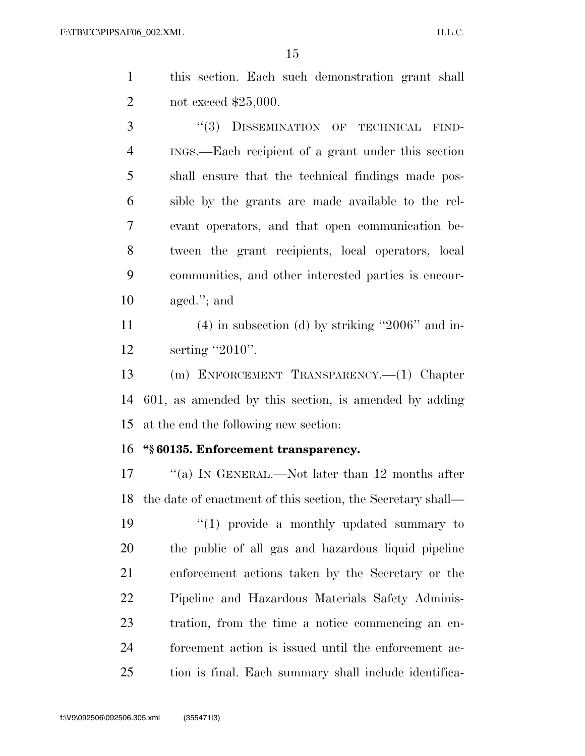this section. Each such demonstration grant shall not exceed $25,000.

"(3) DISSEMINATION OF TECHNICAL FINDINGS.—Each recipient of a grant under this section shall ensure that the technical findings made possible by the grants are made available to the relevant operators, and that open communication between the grant recipients, local operators, local communities, and other interested parties is encouraged."; and

(4) in subsection (d) by striking "2006" and inserting "2010".

(m) ENFORCEMENT TRANSPARENCY.—(1) Chapter 601, as amended by this section, is amended by adding at the end the following new section:

**"§ 60135. Enforcement transparency.**

"(a) IN GENERAL.—Not later than 12 months after the date of enactment of this section, the Secretary shall—

"(1) provide a monthly updated summary to the public of all gas and hazardous liquid pipeline enforcement actions taken by the Secretary or the Pipeline and Hazardous Materials Safety Administration, from the time a notice commencing an enforcement action is issued until the enforcement action is final. Each summary shall include identifica-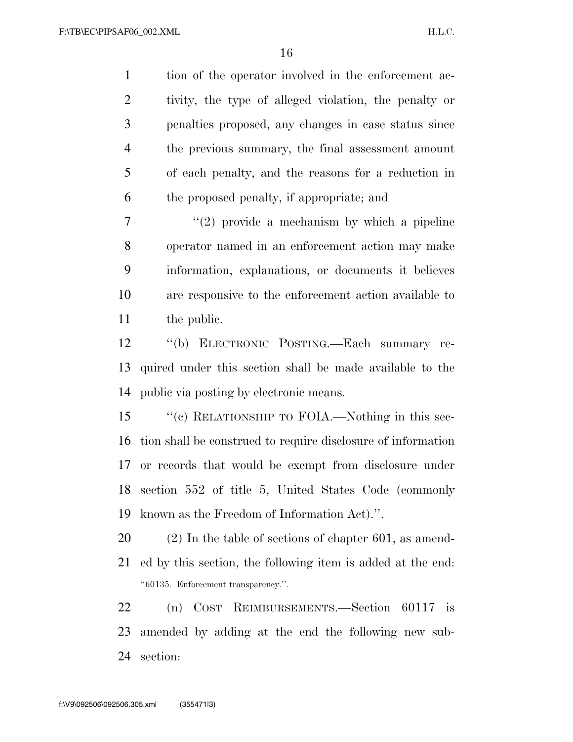tion of the operator involved in the enforcement activity, the type of alleged violation, the penalty or penalties proposed, any changes in case status since the previous summary, the final assessment amount of each penalty, and the reasons for a reduction in the proposed penalty, if appropriate; and

"(2) provide a mechanism by which a pipeline operator named in an enforcement action may make information, explanations, or documents it believes are responsive to the enforcement action available to the public.

"(b) ELECTRONIC POSTING.—Each summary required under this section shall be made available to the public via posting by electronic means.

"(c) RELATIONSHIP TO FOIA.—Nothing in this section shall be construed to require disclosure of information or records that would be exempt from disclosure under section 552 of title 5, United States Code (commonly known as the Freedom of Information Act).".

(2) In the table of sections of chapter 601, as amended by this section, the following item is added at the end:

"60135. Enforcement transparency.".

(n) COST REIMBURSEMENTS.—Section 60117 is amended by adding at the end the following new subsection: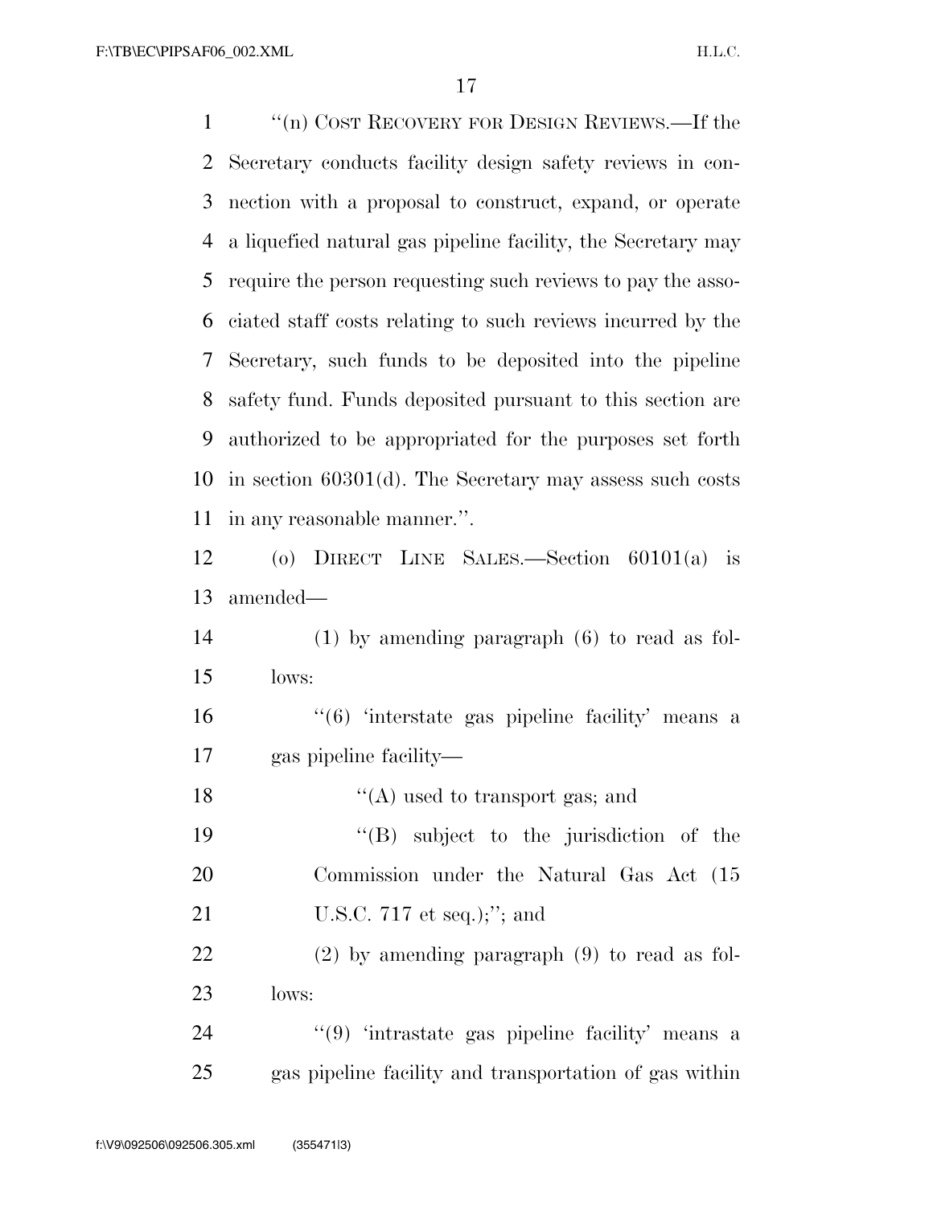"(n) COST RECOVERY FOR DESIGN REVIEWS.—If the Secretary conducts facility design safety reviews in connection with a proposal to construct, expand, or operate a liquefied natural gas pipeline facility, the Secretary may require the person requesting such reviews to pay the associated staff costs relating to such reviews incurred by the Secretary, such funds to be deposited into the pipeline safety fund. Funds deposited pursuant to this section are authorized to be appropriated for the purposes set forth in section 60301(d). The Secretary may assess such costs in any reasonable manner.".

(o) DIRECT LINE SALES.—Section 60101(a) is amended—

(1) by amending paragraph (6) to read as follows:

"(6) 'interstate gas pipeline facility' means a gas pipeline facility—

"(A) used to transport gas; and

"(B) subject to the jurisdiction of the Commission under the Natural Gas Act (15 U.S.C. 717 et seq.);"; and

(2) by amending paragraph (9) to read as follows:

"(9) 'intrastate gas pipeline facility' means a gas pipeline facility and transportation of gas within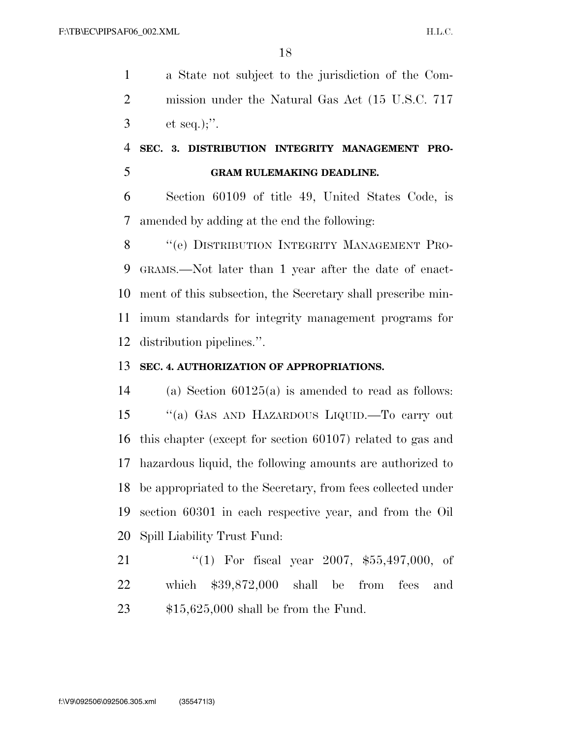a State not subject to the jurisdiction of the Commission under the Natural Gas Act (15 U.S.C. 717 et seq.);''.

**SEC. 3. DISTRIBUTION INTEGRITY MANAGEMENT PROGRAM RULEMAKING DEADLINE.**

Section 60109 of title 49, United States Code, is amended by adding at the end the following:

''(e) DISTRIBUTION INTEGRITY MANAGEMENT PROGRAMS.—Not later than 1 year after the date of enactment of this subsection, the Secretary shall prescribe minimum standards for integrity management programs for distribution pipelines.''.

**SEC. 4. AUTHORIZATION OF APPROPRIATIONS.**

(a) Section 60125(a) is amended to read as follows:

''(a) GAS AND HAZARDOUS LIQUID.—To carry out this chapter (except for section 60107) related to gas and hazardous liquid, the following amounts are authorized to be appropriated to the Secretary, from fees collected under section 60301 in each respective year, and from the Oil Spill Liability Trust Fund:

''(1) For fiscal year 2007, $55,497,000, of which $39,872,000 shall be from fees and $15,625,000 shall be from the Fund.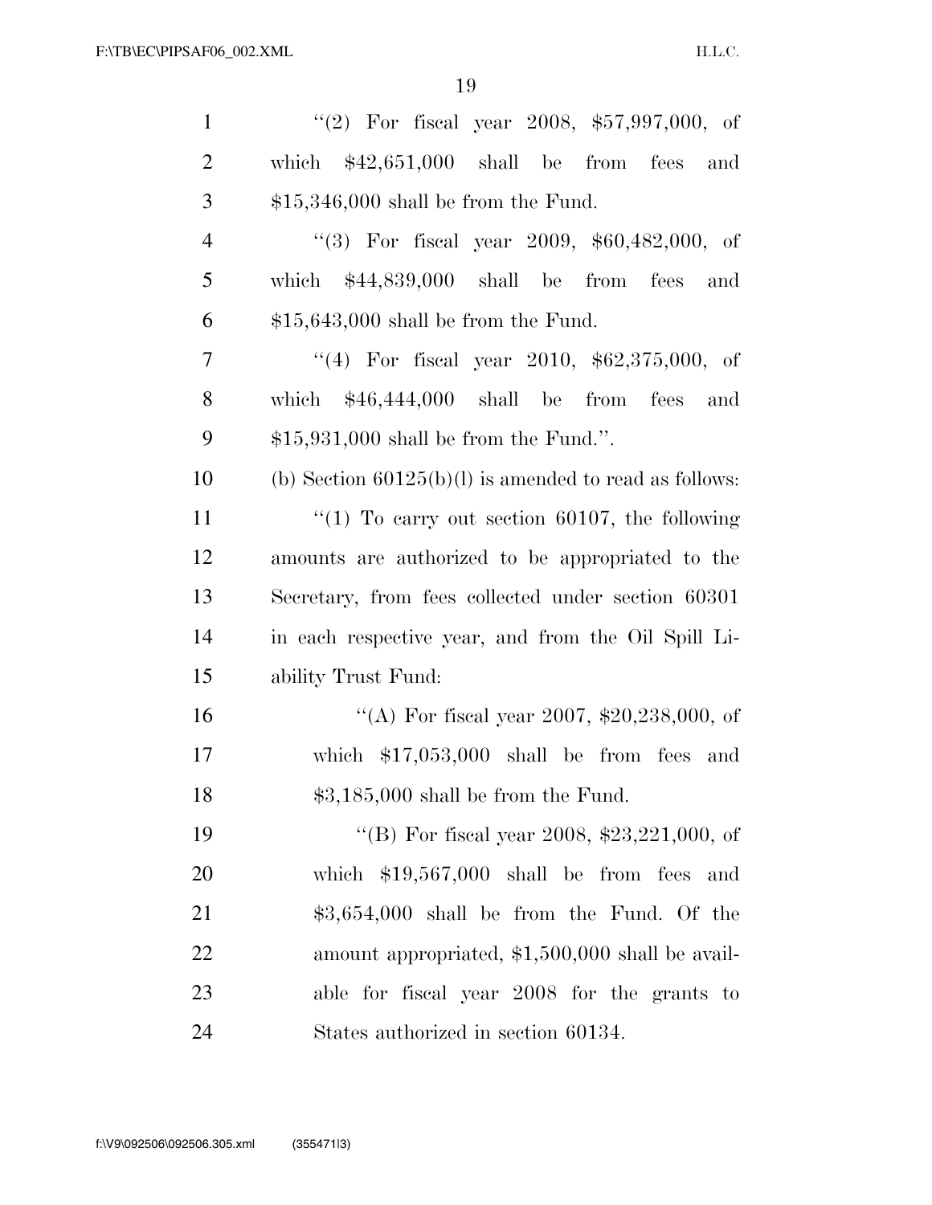"(2) For fiscal year 2008, $57,997,000, of which $42,651,000 shall be from fees and $15,346,000 shall be from the Fund.

"(3) For fiscal year 2009, $60,482,000, of which $44,839,000 shall be from fees and $15,643,000 shall be from the Fund.

"(4) For fiscal year 2010, $62,375,000, of which $46,444,000 shall be from fees and $15,931,000 shall be from the Fund.".

(b) Section 60125(b)(l) is amended to read as follows:

"(1) To carry out section 60107, the following amounts are authorized to be appropriated to the Secretary, from fees collected under section 60301 in each respective year, and from the Oil Spill Liability Trust Fund:

"(A) For fiscal year 2007, $20,238,000, of which $17,053,000 shall be from fees and $3,185,000 shall be from the Fund.

"(B) For fiscal year 2008, $23,221,000, of which $19,567,000 shall be from fees and $3,654,000 shall be from the Fund. Of the amount appropriated, $1,500,000 shall be available for fiscal year 2008 for the grants to States authorized in section 60134.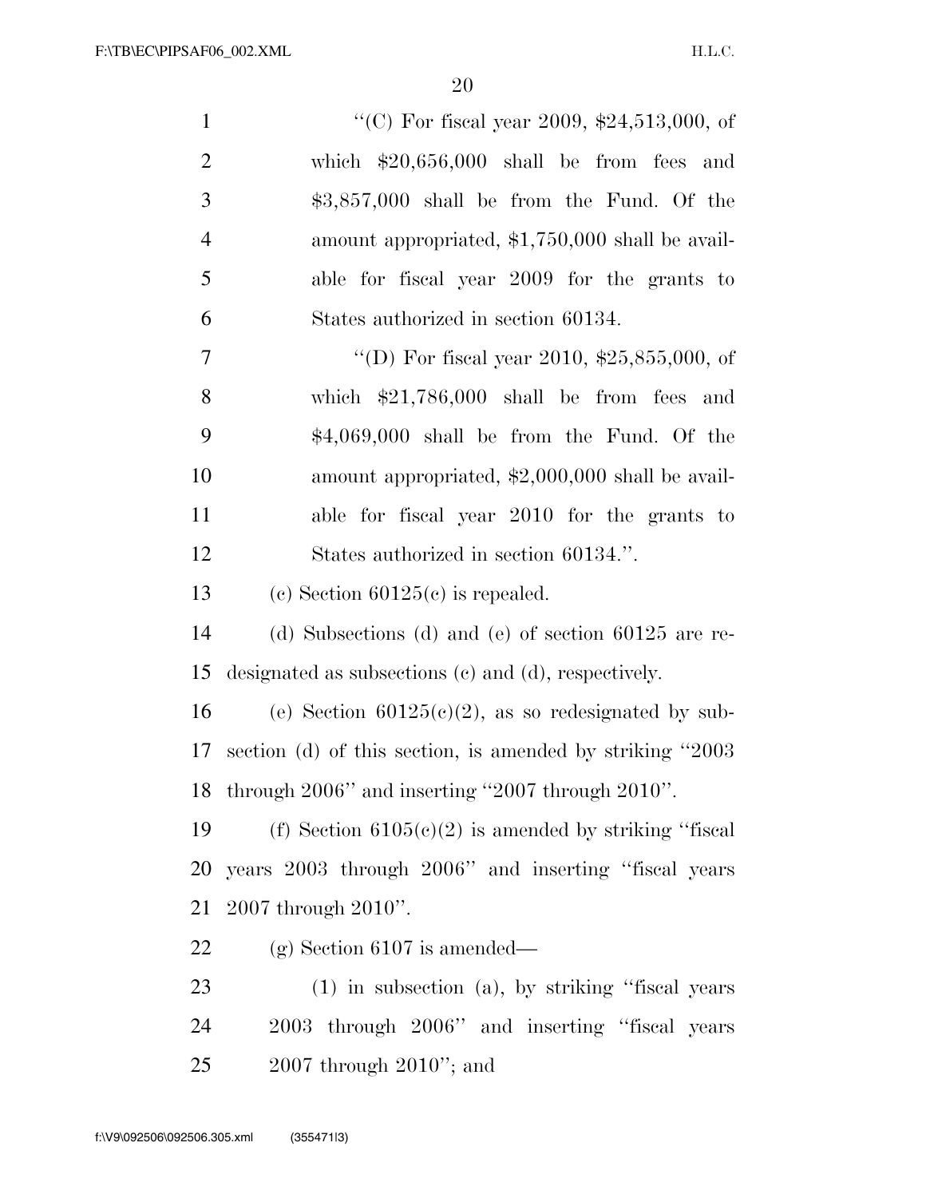''(C) For fiscal year 2009, $24,513,000, of which $20,656,000 shall be from fees and $3,857,000 shall be from the Fund. Of the amount appropriated, $1,750,000 shall be available for fiscal year 2009 for the grants to States authorized in section 60134.

''(D) For fiscal year 2010, $25,855,000, of which $21,786,000 shall be from fees and $4,069,000 shall be from the Fund. Of the amount appropriated, $2,000,000 shall be available for fiscal year 2010 for the grants to States authorized in section 60134.''.

(c) Section 60125(c) is repealed.

(d) Subsections (d) and (e) of section 60125 are redesignated as subsections (c) and (d), respectively.

(e) Section 60125(c)(2), as so redesignated by subsection (d) of this section, is amended by striking ''2003 through 2006'' and inserting ''2007 through 2010''.

(f) Section 6105(c)(2) is amended by striking ''fiscal years 2003 through 2006'' and inserting ''fiscal years 2007 through 2010''.

(g) Section 6107 is amended—

(1) in subsection (a), by striking ''fiscal years 2003 through 2006'' and inserting ''fiscal years 2007 through 2010''; and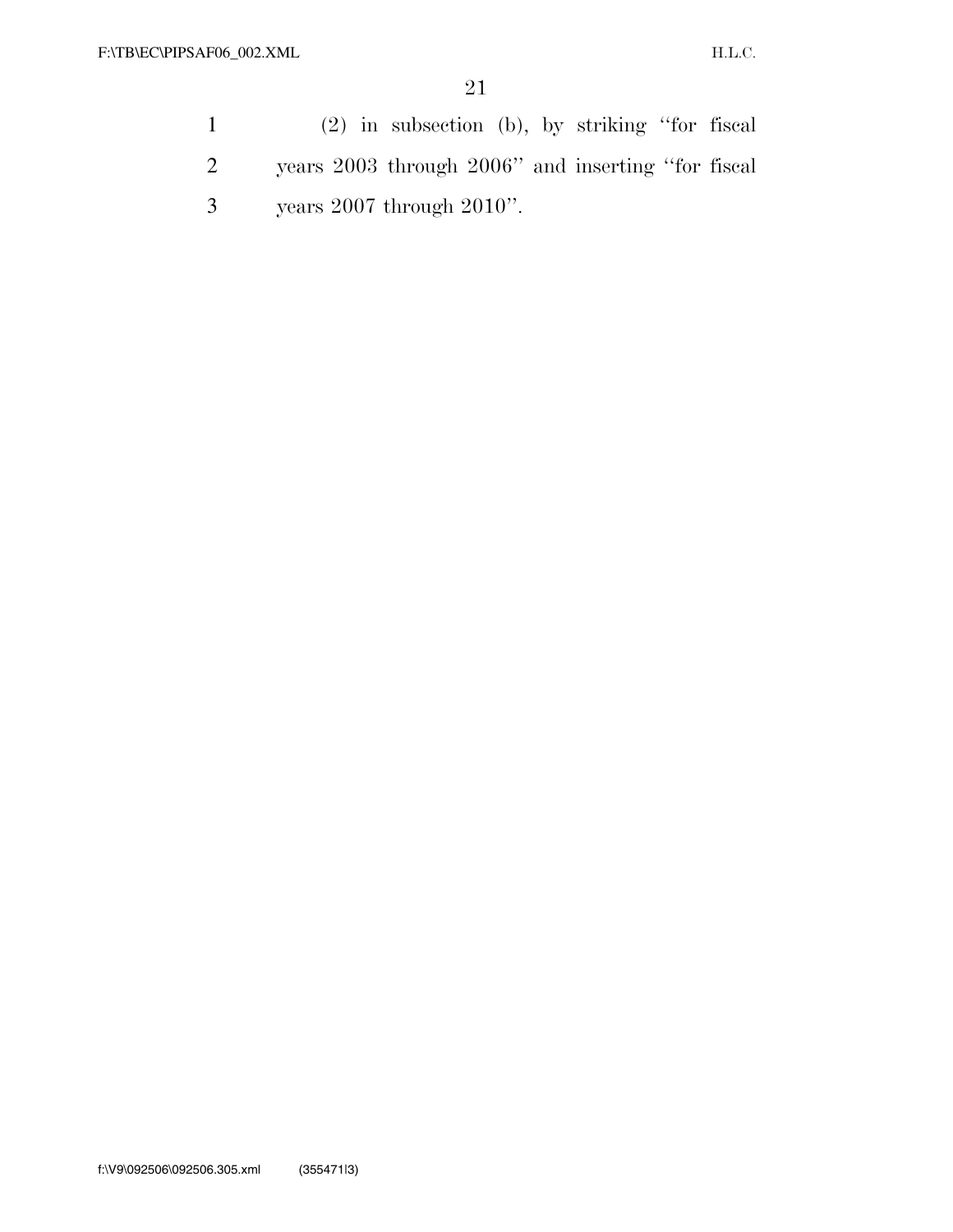(2) in subsection (b), by striking ''for fiscal years 2003 through 2006'' and inserting ''for fiscal years 2007 through 2010''.